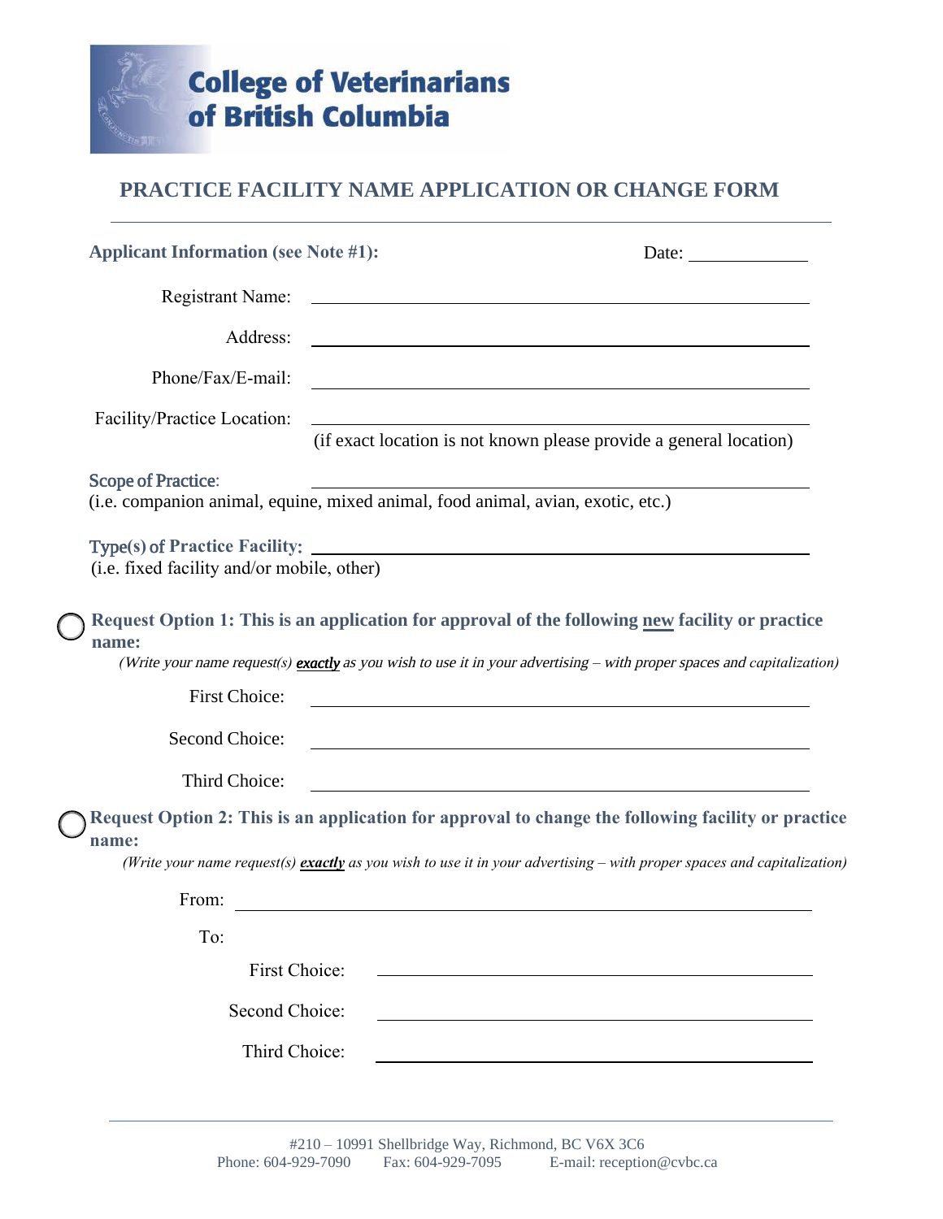**College of Veterinarians of British Columbia**

# PRACTICE FACILITY NAME APPLICATION OR CHANGE FORM

---

**Applicant Information (see Note #1):** Date: ______________

Registrant Name: ____________________________________________

Address: ____________________________________________

Phone/Fax/E-mail: ____________________________________________

Facility/Practice Location: ____________________________________________
(if exact location is not known please provide a general location)

**Scope of Practice**: ____________________________________________
(i.e. companion animal, equine, mixed animal, food animal, avian, exotic, etc.)

**Type(s) of Practice Facility:** ____________________________________________
(i.e. fixed facility and/or mobile, other)

◯ **Request Option 1: This is an application for approval of the following new facility or practice name:**

*(Write your name request(s)* ***exactly*** *as you wish to use it in your advertising – with proper spaces and capitalization)*

First Choice: ____________________________________________

Second Choice: ____________________________________________

Third Choice: ____________________________________________

◯ **Request Option 2: This is an application for approval to change the following facility or practice name:**

*(Write your name request(s)* ***exactly*** *as you wish to use it in your advertising – with proper spaces and capitalization)*

From: ____________________________________________

To:

First Choice: ____________________________________________

Second Choice: ____________________________________________

Third Choice: ____________________________________________

---

#210 – 10991 Shellbridge Way, Richmond, BC V6X 3C6
Phone: 604-929-7090 Fax: 604-929-7095 E-mail: reception@cvbc.ca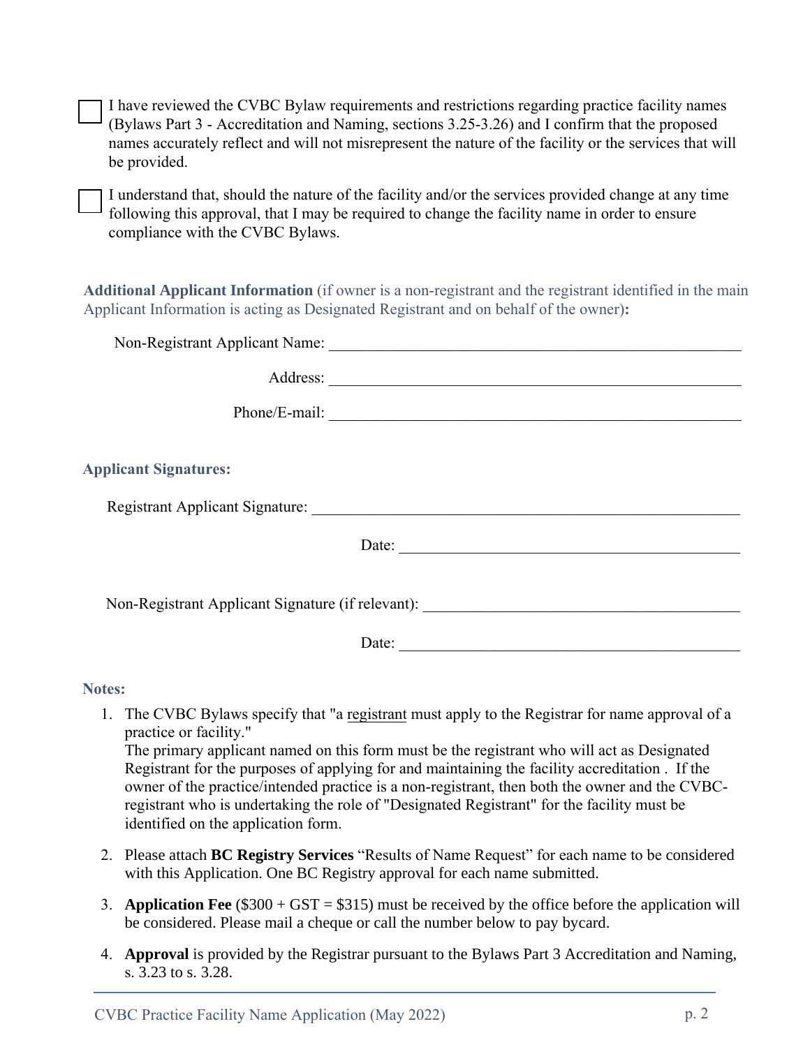☐ I have reviewed the CVBC Bylaw requirements and restrictions regarding practice facility names (Bylaws Part 3 - Accreditation and Naming, sections 3.25-3.26) and I confirm that the proposed names accurately reflect and will not misrepresent the nature of the facility or the services that will be provided.

☐ I understand that, should the nature of the facility and/or the services provided change at any time following this approval, that I may be required to change the facility name in order to ensure compliance with the CVBC Bylaws.

**Additional Applicant Information** (if owner is a non-registrant and the registrant identified in the main Applicant Information is acting as Designated Registrant and on behalf of the owner)**:**

Non-Registrant Applicant Name: ____________________________________________

Address: ____________________________________________

Phone/E-mail: ____________________________________________

**Applicant Signatures:**

Registrant Applicant Signature: ____________________________________________

Date: ____________________________________

Non-Registrant Applicant Signature (if relevant): ________________________________

Date: ____________________________________

**Notes:**

1. The CVBC Bylaws specify that "a registrant must apply to the Registrar for name approval of a practice or facility."
   The primary applicant named on this form must be the registrant who will act as Designated Registrant for the purposes of applying for and maintaining the facility accreditation . If the owner of the practice/intended practice is a non-registrant, then both the owner and the CVBC-registrant who is undertaking the role of "Designated Registrant" for the facility must be identified on the application form.

2. Please attach **BC Registry Services** "Results of Name Request" for each name to be considered with this Application. One BC Registry approval for each name submitted.

3. **Application Fee** ($300 + GST = $315) must be received by the office before the application will be considered. Please mail a cheque or call the number below to pay bycard.

4. **Approval** is provided by the Registrar pursuant to the Bylaws Part 3 Accreditation and Naming, s. 3.23 to s. 3.28.